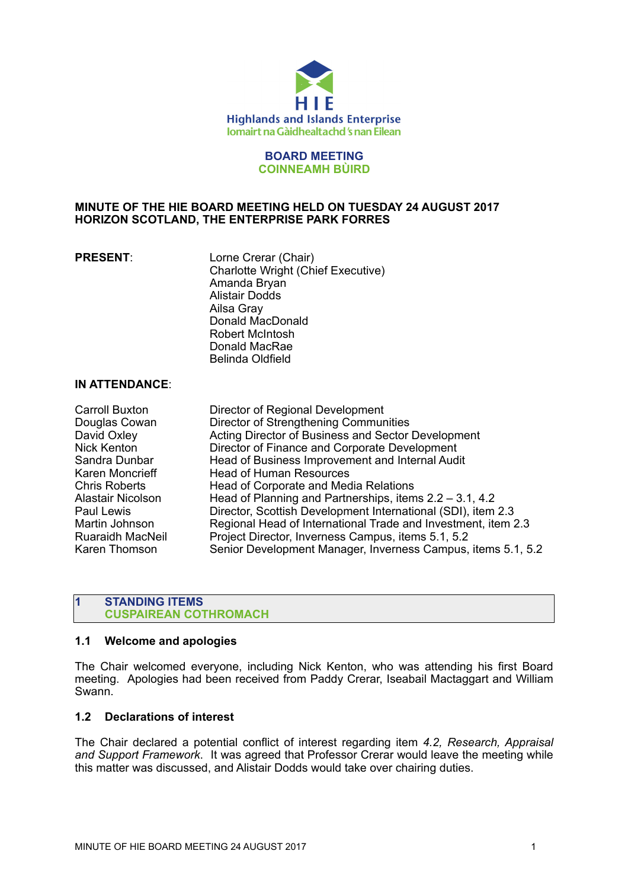Highlands and Islands Enterprise
Iomairt na Gàidhealtachd 's nan Eilean

# BOARD MEETING
# COINNEAMH BÙIRD

**MINUTE OF THE HIE BOARD MEETING HELD ON TUESDAY 24 AUGUST 2017**
**HORIZON SCOTLAND, THE ENTERPRISE PARK FORRES**

**PRESENT**:

Lorne Crerar (Chair)
Charlotte Wright (Chief Executive)
Amanda Bryan
Alistair Dodds
Ailsa Gray
Donald MacDonald
Robert McIntosh
Donald MacRae
Belinda Oldfield

**IN ATTENDANCE**:

| | |
|---|---|
| Carroll Buxton | Director of Regional Development |
| Douglas Cowan | Director of Strengthening Communities |
| David Oxley | Acting Director of Business and Sector Development |
| Nick Kenton | Director of Finance and Corporate Development |
| Sandra Dunbar | Head of Business Improvement and Internal Audit |
| Karen Moncrieff | Head of Human Resources |
| Chris Roberts | Head of Corporate and Media Relations |
| Alastair Nicolson | Head of Planning and Partnerships, items 2.2 – 3.1, 4.2 |
| Paul Lewis | Director, Scottish Development International (SDI), item 2.3 |
| Martin Johnson | Regional Head of International Trade and Investment, item 2.3 |
| Ruaraidh MacNeil | Project Director, Inverness Campus, items 5.1, 5.2 |
| Karen Thomson | Senior Development Manager, Inverness Campus, items 5.1, 5.2 |

## 1 STANDING ITEMS
## CUSPAIREAN COTHROMACH

### 1.1 Welcome and apologies

The Chair welcomed everyone, including Nick Kenton, who was attending his first Board meeting. Apologies had been received from Paddy Crerar, Iseabail Mactaggart and William Swann.

### 1.2 Declarations of interest

The Chair declared a potential conflict of interest regarding item *4.2, Research, Appraisal and Support Framework*. It was agreed that Professor Crerar would leave the meeting while this matter was discussed, and Alistair Dodds would take over chairing duties.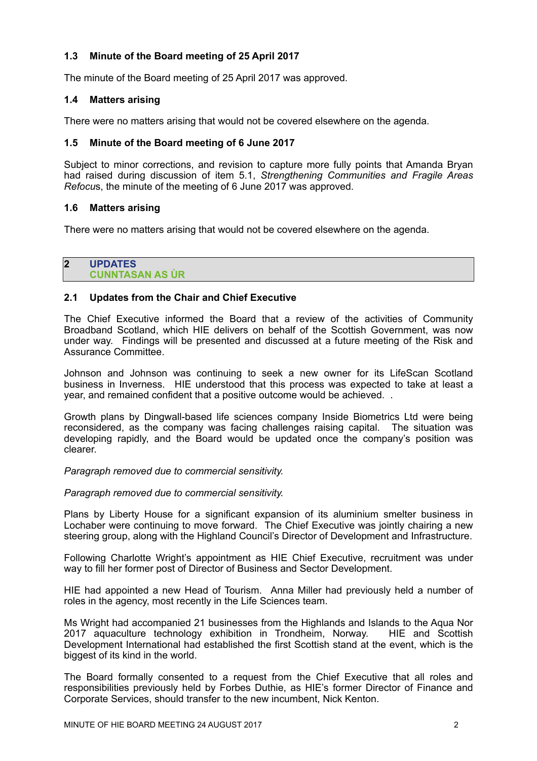### 1.3 Minute of the Board meeting of 25 April 2017

The minute of the Board meeting of 25 April 2017 was approved.

### 1.4 Matters arising

There were no matters arising that would not be covered elsewhere on the agenda.

### 1.5 Minute of the Board meeting of 6 June 2017

Subject to minor corrections, and revision to capture more fully points that Amanda Bryan had raised during discussion of item 5.1, *Strengthening Communities and Fragile Areas Refocu*s, the minute of the meeting of 6 June 2017 was approved.

### 1.6 Matters arising

There were no matters arising that would not be covered elsewhere on the agenda.

## 2 UPDATES
## CUNNTASAN AS ÙR

### 2.1 Updates from the Chair and Chief Executive

The Chief Executive informed the Board that a review of the activities of Community Broadband Scotland, which HIE delivers on behalf of the Scottish Government, was now under way. Findings will be presented and discussed at a future meeting of the Risk and Assurance Committee.

Johnson and Johnson was continuing to seek a new owner for its LifeScan Scotland business in Inverness. HIE understood that this process was expected to take at least a year, and remained confident that a positive outcome would be achieved. .

Growth plans by Dingwall-based life sciences company Inside Biometrics Ltd were being reconsidered, as the company was facing challenges raising capital. The situation was developing rapidly, and the Board would be updated once the company's position was clearer.

*Paragraph removed due to commercial sensitivity.*

*Paragraph removed due to commercial sensitivity.*

Plans by Liberty House for a significant expansion of its aluminium smelter business in Lochaber were continuing to move forward. The Chief Executive was jointly chairing a new steering group, along with the Highland Council's Director of Development and Infrastructure.

Following Charlotte Wright's appointment as HIE Chief Executive, recruitment was under way to fill her former post of Director of Business and Sector Development.

HIE had appointed a new Head of Tourism. Anna Miller had previously held a number of roles in the agency, most recently in the Life Sciences team.

Ms Wright had accompanied 21 businesses from the Highlands and Islands to the Aqua Nor 2017 aquaculture technology exhibition in Trondheim, Norway. HIE and Scottish Development International had established the first Scottish stand at the event, which is the biggest of its kind in the world.

The Board formally consented to a request from the Chief Executive that all roles and responsibilities previously held by Forbes Duthie, as HIE's former Director of Finance and Corporate Services, should transfer to the new incumbent, Nick Kenton.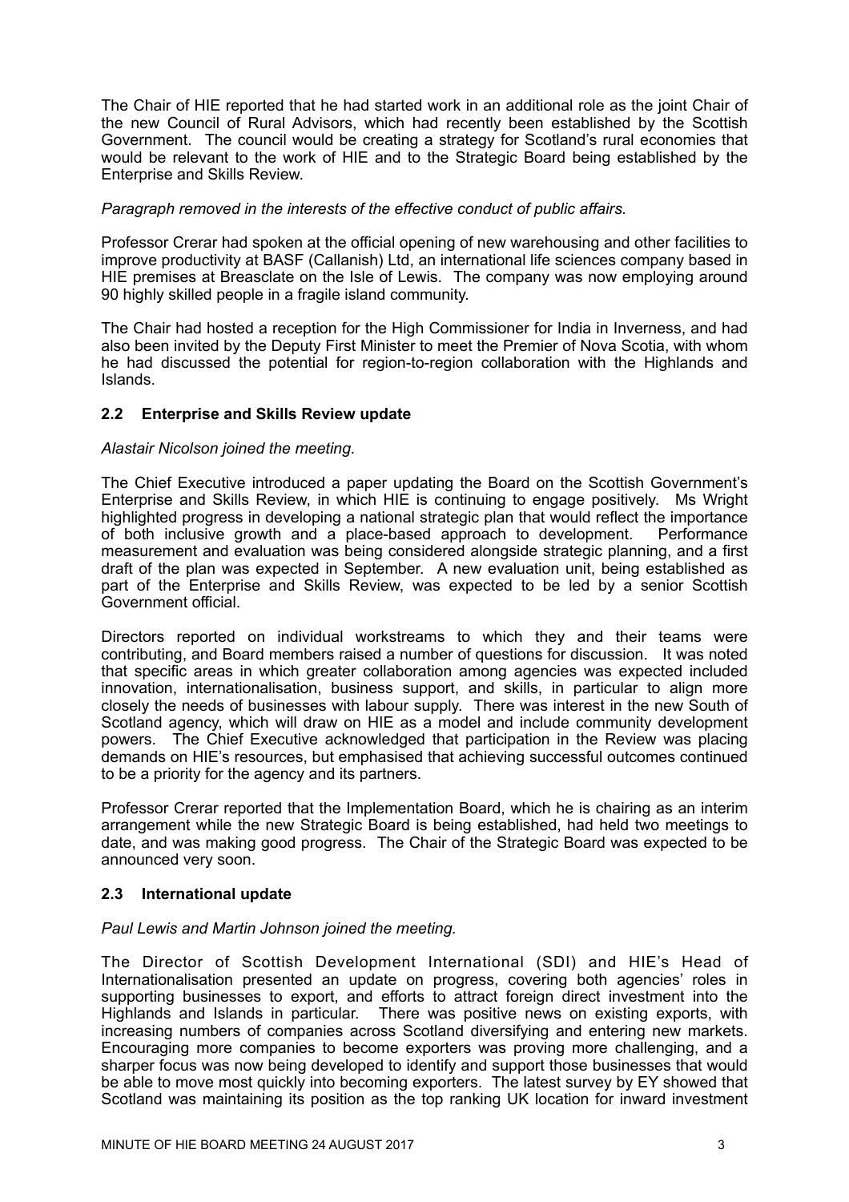The Chair of HIE reported that he had started work in an additional role as the joint Chair of the new Council of Rural Advisors, which had recently been established by the Scottish Government. The council would be creating a strategy for Scotland's rural economies that would be relevant to the work of HIE and to the Strategic Board being established by the Enterprise and Skills Review.

*Paragraph removed in the interests of the effective conduct of public affairs.*

Professor Crerar had spoken at the official opening of new warehousing and other facilities to improve productivity at BASF (Callanish) Ltd, an international life sciences company based in HIE premises at Breasclate on the Isle of Lewis. The company was now employing around 90 highly skilled people in a fragile island community.

The Chair had hosted a reception for the High Commissioner for India in Inverness, and had also been invited by the Deputy First Minister to meet the Premier of Nova Scotia, with whom he had discussed the potential for region-to-region collaboration with the Highlands and Islands.

## 2.2 Enterprise and Skills Review update

*Alastair Nicolson joined the meeting.*

The Chief Executive introduced a paper updating the Board on the Scottish Government's Enterprise and Skills Review, in which HIE is continuing to engage positively. Ms Wright highlighted progress in developing a national strategic plan that would reflect the importance of both inclusive growth and a place-based approach to development. Performance measurement and evaluation was being considered alongside strategic planning, and a first draft of the plan was expected in September. A new evaluation unit, being established as part of the Enterprise and Skills Review, was expected to be led by a senior Scottish Government official.

Directors reported on individual workstreams to which they and their teams were contributing, and Board members raised a number of questions for discussion. It was noted that specific areas in which greater collaboration among agencies was expected included innovation, internationalisation, business support, and skills, in particular to align more closely the needs of businesses with labour supply. There was interest in the new South of Scotland agency, which will draw on HIE as a model and include community development powers. The Chief Executive acknowledged that participation in the Review was placing demands on HIE's resources, but emphasised that achieving successful outcomes continued to be a priority for the agency and its partners.

Professor Crerar reported that the Implementation Board, which he is chairing as an interim arrangement while the new Strategic Board is being established, had held two meetings to date, and was making good progress. The Chair of the Strategic Board was expected to be announced very soon.

## 2.3 International update

*Paul Lewis and Martin Johnson joined the meeting.*

The Director of Scottish Development International (SDI) and HIE's Head of Internationalisation presented an update on progress, covering both agencies' roles in supporting businesses to export, and efforts to attract foreign direct investment into the Highlands and Islands in particular. There was positive news on existing exports, with increasing numbers of companies across Scotland diversifying and entering new markets. Encouraging more companies to become exporters was proving more challenging, and a sharper focus was now being developed to identify and support those businesses that would be able to move most quickly into becoming exporters. The latest survey by EY showed that Scotland was maintaining its position as the top ranking UK location for inward investment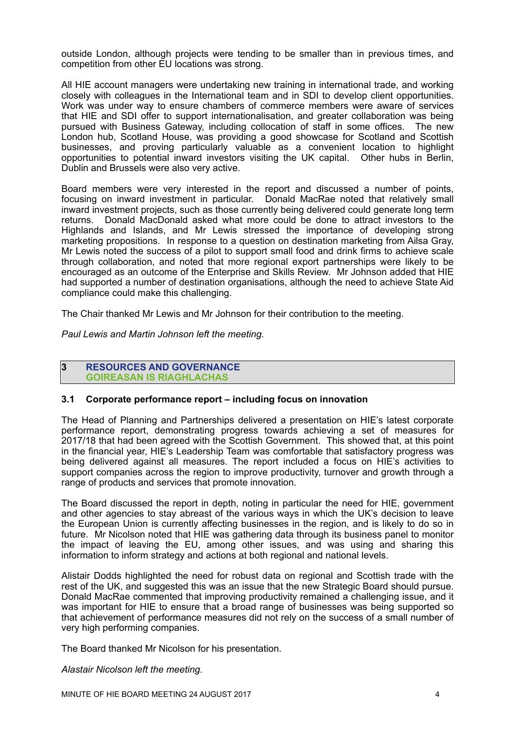outside London, although projects were tending to be smaller than in previous times, and competition from other EU locations was strong.

All HIE account managers were undertaking new training in international trade, and working closely with colleagues in the International team and in SDI to develop client opportunities. Work was under way to ensure chambers of commerce members were aware of services that HIE and SDI offer to support internationalisation, and greater collaboration was being pursued with Business Gateway, including collocation of staff in some offices. The new London hub, Scotland House, was providing a good showcase for Scotland and Scottish businesses, and proving particularly valuable as a convenient location to highlight opportunities to potential inward investors visiting the UK capital. Other hubs in Berlin, Dublin and Brussels were also very active.

Board members were very interested in the report and discussed a number of points, focusing on inward investment in particular. Donald MacRae noted that relatively small inward investment projects, such as those currently being delivered could generate long term returns. Donald MacDonald asked what more could be done to attract investors to the Highlands and Islands, and Mr Lewis stressed the importance of developing strong marketing propositions. In response to a question on destination marketing from Ailsa Gray, Mr Lewis noted the success of a pilot to support small food and drink firms to achieve scale through collaboration, and noted that more regional export partnerships were likely to be encouraged as an outcome of the Enterprise and Skills Review. Mr Johnson added that HIE had supported a number of destination organisations, although the need to achieve State Aid compliance could make this challenging.

The Chair thanked Mr Lewis and Mr Johnson for their contribution to the meeting.

*Paul Lewis and Martin Johnson left the meeting.*

## 3 RESOURCES AND GOVERNANCE
## GOIREASAN IS RIAGHLACHAS

### 3.1 Corporate performance report – including focus on innovation

The Head of Planning and Partnerships delivered a presentation on HIE's latest corporate performance report, demonstrating progress towards achieving a set of measures for 2017/18 that had been agreed with the Scottish Government. This showed that, at this point in the financial year, HIE's Leadership Team was comfortable that satisfactory progress was being delivered against all measures. The report included a focus on HIE's activities to support companies across the region to improve productivity, turnover and growth through a range of products and services that promote innovation.

The Board discussed the report in depth, noting in particular the need for HIE, government and other agencies to stay abreast of the various ways in which the UK's decision to leave the European Union is currently affecting businesses in the region, and is likely to do so in future. Mr Nicolson noted that HIE was gathering data through its business panel to monitor the impact of leaving the EU, among other issues, and was using and sharing this information to inform strategy and actions at both regional and national levels.

Alistair Dodds highlighted the need for robust data on regional and Scottish trade with the rest of the UK, and suggested this was an issue that the new Strategic Board should pursue. Donald MacRae commented that improving productivity remained a challenging issue, and it was important for HIE to ensure that a broad range of businesses was being supported so that achievement of performance measures did not rely on the success of a small number of very high performing companies.

The Board thanked Mr Nicolson for his presentation.

*Alastair Nicolson left the meeting.*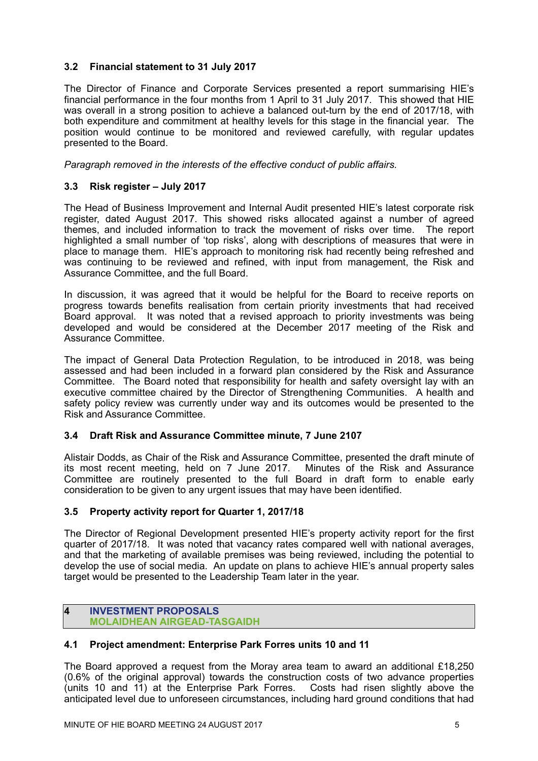### 3.2 Financial statement to 31 July 2017

The Director of Finance and Corporate Services presented a report summarising HIE's financial performance in the four months from 1 April to 31 July 2017. This showed that HIE was overall in a strong position to achieve a balanced out-turn by the end of 2017/18, with both expenditure and commitment at healthy levels for this stage in the financial year. The position would continue to be monitored and reviewed carefully, with regular updates presented to the Board.

*Paragraph removed in the interests of the effective conduct of public affairs.*

### 3.3 Risk register – July 2017

The Head of Business Improvement and Internal Audit presented HIE's latest corporate risk register, dated August 2017. This showed risks allocated against a number of agreed themes, and included information to track the movement of risks over time. The report highlighted a small number of 'top risks', along with descriptions of measures that were in place to manage them. HIE's approach to monitoring risk had recently being refreshed and was continuing to be reviewed and refined, with input from management, the Risk and Assurance Committee, and the full Board.

In discussion, it was agreed that it would be helpful for the Board to receive reports on progress towards benefits realisation from certain priority investments that had received Board approval. It was noted that a revised approach to priority investments was being developed and would be considered at the December 2017 meeting of the Risk and Assurance Committee.

The impact of General Data Protection Regulation, to be introduced in 2018, was being assessed and had been included in a forward plan considered by the Risk and Assurance Committee. The Board noted that responsibility for health and safety oversight lay with an executive committee chaired by the Director of Strengthening Communities. A health and safety policy review was currently under way and its outcomes would be presented to the Risk and Assurance Committee.

### 3.4 Draft Risk and Assurance Committee minute, 7 June 2107

Alistair Dodds, as Chair of the Risk and Assurance Committee, presented the draft minute of its most recent meeting, held on 7 June 2017. Minutes of the Risk and Assurance Committee are routinely presented to the full Board in draft form to enable early consideration to be given to any urgent issues that may have been identified.

### 3.5 Property activity report for Quarter 1, 2017/18

The Director of Regional Development presented HIE's property activity report for the first quarter of 2017/18. It was noted that vacancy rates compared well with national averages, and that the marketing of available premises was being reviewed, including the potential to develop the use of social media. An update on plans to achieve HIE's annual property sales target would be presented to the Leadership Team later in the year.

## 4 INVESTMENT PROPOSALS
## MOLAIDHEAN AIRGEAD-TASGAIDH

### 4.1 Project amendment: Enterprise Park Forres units 10 and 11

The Board approved a request from the Moray area team to award an additional £18,250 (0.6% of the original approval) towards the construction costs of two advance properties (units 10 and 11) at the Enterprise Park Forres. Costs had risen slightly above the anticipated level due to unforeseen circumstances, including hard ground conditions that had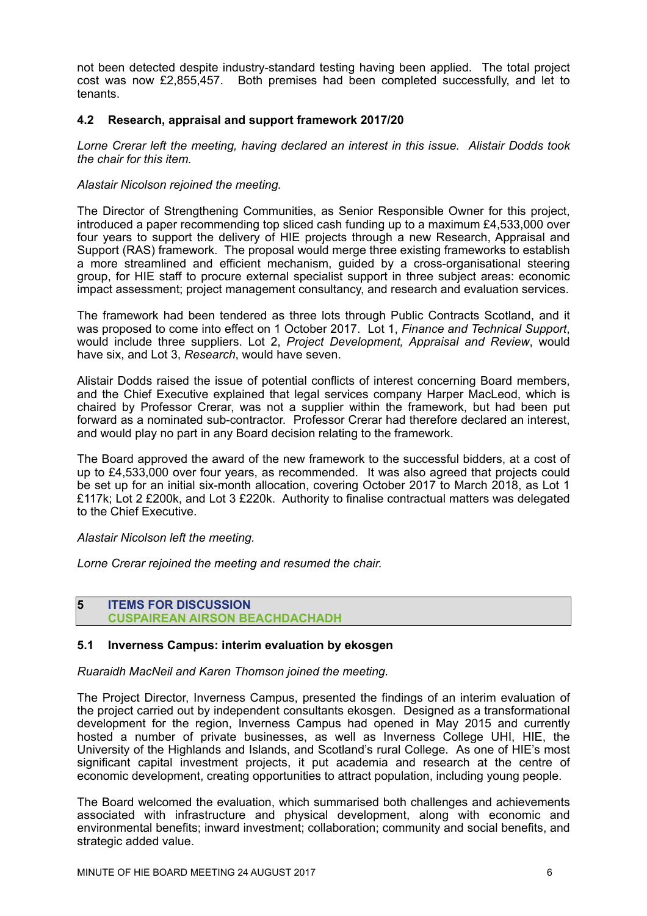not been detected despite industry-standard testing having been applied. The total project cost was now £2,855,457. Both premises had been completed successfully, and let to tenants.

### 4.2 Research, appraisal and support framework 2017/20

*Lorne Crerar left the meeting, having declared an interest in this issue. Alistair Dodds took the chair for this item.*

*Alastair Nicolson rejoined the meeting.*

The Director of Strengthening Communities, as Senior Responsible Owner for this project, introduced a paper recommending top sliced cash funding up to a maximum £4,533,000 over four years to support the delivery of HIE projects through a new Research, Appraisal and Support (RAS) framework. The proposal would merge three existing frameworks to establish a more streamlined and efficient mechanism, guided by a cross-organisational steering group, for HIE staff to procure external specialist support in three subject areas: economic impact assessment; project management consultancy, and research and evaluation services.

The framework had been tendered as three lots through Public Contracts Scotland, and it was proposed to come into effect on 1 October 2017. Lot 1, *Finance and Technical Support*, would include three suppliers. Lot 2, *Project Development, Appraisal and Review*, would have six, and Lot 3, *Research*, would have seven.

Alistair Dodds raised the issue of potential conflicts of interest concerning Board members, and the Chief Executive explained that legal services company Harper MacLeod, which is chaired by Professor Crerar, was not a supplier within the framework, but had been put forward as a nominated sub-contractor. Professor Crerar had therefore declared an interest, and would play no part in any Board decision relating to the framework.

The Board approved the award of the new framework to the successful bidders, at a cost of up to £4,533,000 over four years, as recommended. It was also agreed that projects could be set up for an initial six-month allocation, covering October 2017 to March 2018, as Lot 1 £117k; Lot 2 £200k, and Lot 3 £220k. Authority to finalise contractual matters was delegated to the Chief Executive.

*Alastair Nicolson left the meeting.*

*Lorne Crerar rejoined the meeting and resumed the chair.*

## 5 ITEMS FOR DISCUSSION
## CUSPAIREAN AIRSON BEACHDACHADH

### 5.1 Inverness Campus: interim evaluation by ekosgen

*Ruaraidh MacNeil and Karen Thomson joined the meeting.*

The Project Director, Inverness Campus, presented the findings of an interim evaluation of the project carried out by independent consultants ekosgen. Designed as a transformational development for the region, Inverness Campus had opened in May 2015 and currently hosted a number of private businesses, as well as Inverness College UHI, HIE, the University of the Highlands and Islands, and Scotland's rural College. As one of HIE's most significant capital investment projects, it put academia and research at the centre of economic development, creating opportunities to attract population, including young people.

The Board welcomed the evaluation, which summarised both challenges and achievements associated with infrastructure and physical development, along with economic and environmental benefits; inward investment; collaboration; community and social benefits, and strategic added value.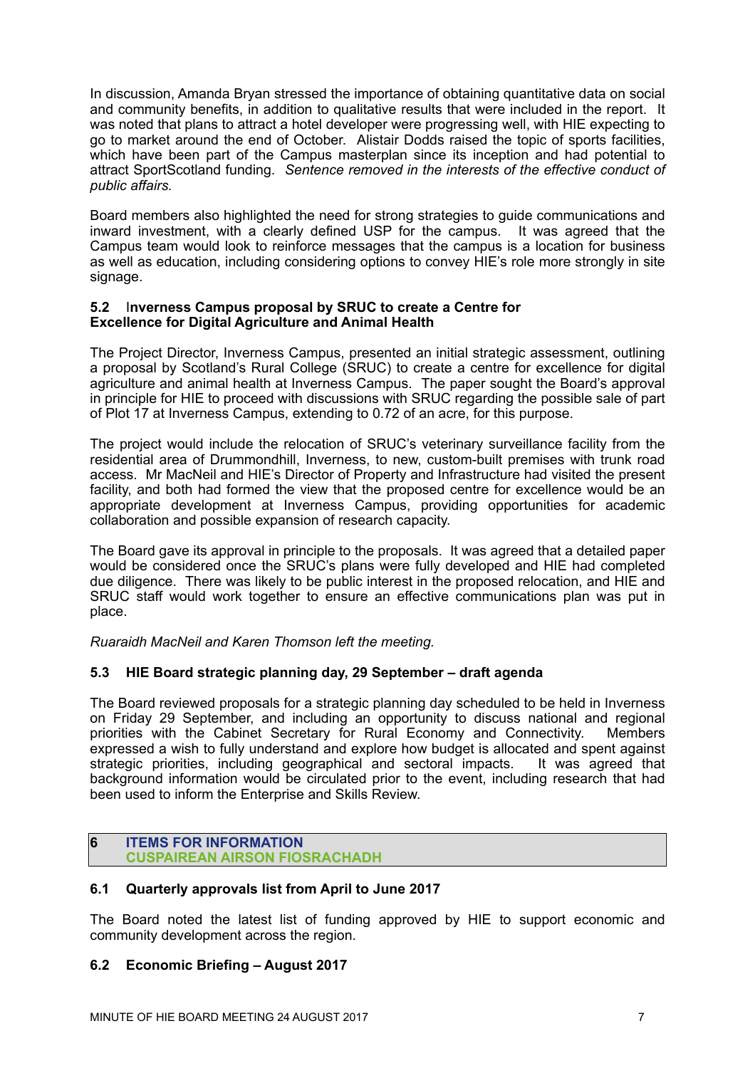In discussion, Amanda Bryan stressed the importance of obtaining quantitative data on social and community benefits, in addition to qualitative results that were included in the report. It was noted that plans to attract a hotel developer were progressing well, with HIE expecting to go to market around the end of October. Alistair Dodds raised the topic of sports facilities, which have been part of the Campus masterplan since its inception and had potential to attract SportScotland funding. *Sentence removed in the interests of the effective conduct of public affairs.*

Board members also highlighted the need for strong strategies to guide communications and inward investment, with a clearly defined USP for the campus. It was agreed that the Campus team would look to reinforce messages that the campus is a location for business as well as education, including considering options to convey HIE's role more strongly in site signage.

### 5.2 Inverness Campus proposal by SRUC to create a Centre for Excellence for Digital Agriculture and Animal Health

The Project Director, Inverness Campus, presented an initial strategic assessment, outlining a proposal by Scotland's Rural College (SRUC) to create a centre for excellence for digital agriculture and animal health at Inverness Campus. The paper sought the Board's approval in principle for HIE to proceed with discussions with SRUC regarding the possible sale of part of Plot 17 at Inverness Campus, extending to 0.72 of an acre, for this purpose.

The project would include the relocation of SRUC's veterinary surveillance facility from the residential area of Drummondhill, Inverness, to new, custom-built premises with trunk road access. Mr MacNeil and HIE's Director of Property and Infrastructure had visited the present facility, and both had formed the view that the proposed centre for excellence would be an appropriate development at Inverness Campus, providing opportunities for academic collaboration and possible expansion of research capacity.

The Board gave its approval in principle to the proposals. It was agreed that a detailed paper would be considered once the SRUC's plans were fully developed and HIE had completed due diligence. There was likely to be public interest in the proposed relocation, and HIE and SRUC staff would work together to ensure an effective communications plan was put in place.

*Ruaraidh MacNeil and Karen Thomson left the meeting.*

### 5.3 HIE Board strategic planning day, 29 September – draft agenda

The Board reviewed proposals for a strategic planning day scheduled to be held in Inverness on Friday 29 September, and including an opportunity to discuss national and regional priorities with the Cabinet Secretary for Rural Economy and Connectivity. Members expressed a wish to fully understand and explore how budget is allocated and spent against strategic priorities, including geographical and sectoral impacts. It was agreed that background information would be circulated prior to the event, including research that had been used to inform the Enterprise and Skills Review.

## 6 ITEMS FOR INFORMATION
## CUSPAIREAN AIRSON FIOSRACHADH

### 6.1 Quarterly approvals list from April to June 2017

The Board noted the latest list of funding approved by HIE to support economic and community development across the region.

### 6.2 Economic Briefing – August 2017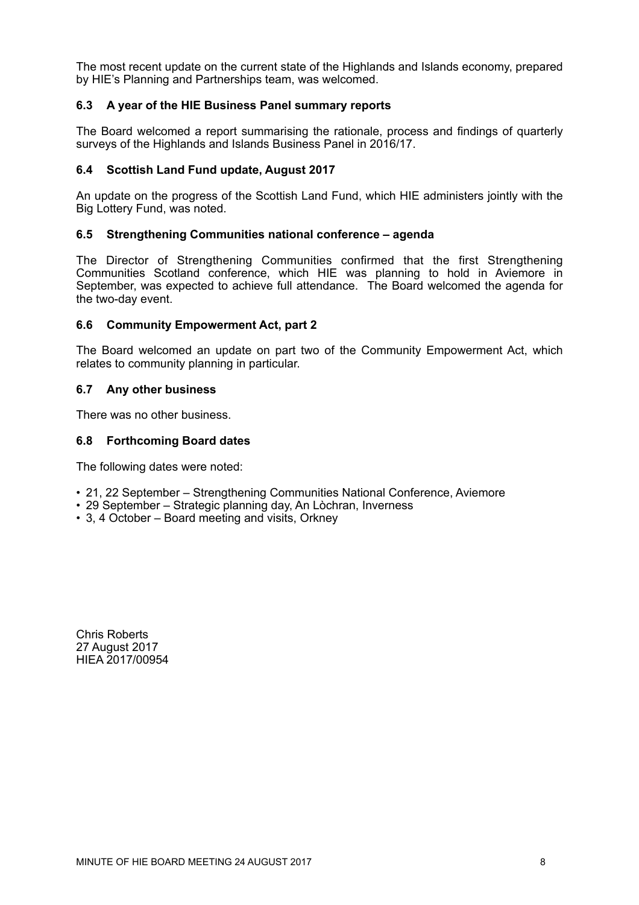The most recent update on the current state of the Highlands and Islands economy, prepared by HIE's Planning and Partnerships team, was welcomed.

### 6.3 A year of the HIE Business Panel summary reports

The Board welcomed a report summarising the rationale, process and findings of quarterly surveys of the Highlands and Islands Business Panel in 2016/17.

### 6.4 Scottish Land Fund update, August 2017

An update on the progress of the Scottish Land Fund, which HIE administers jointly with the Big Lottery Fund, was noted.

### 6.5 Strengthening Communities national conference – agenda

The Director of Strengthening Communities confirmed that the first Strengthening Communities Scotland conference, which HIE was planning to hold in Aviemore in September, was expected to achieve full attendance. The Board welcomed the agenda for the two-day event.

### 6.6 Community Empowerment Act, part 2

The Board welcomed an update on part two of the Community Empowerment Act, which relates to community planning in particular.

### 6.7 Any other business

There was no other business.

### 6.8 Forthcoming Board dates

The following dates were noted:

- 21, 22 September – Strengthening Communities National Conference, Aviemore
- 29 September – Strategic planning day, An Lòchran, Inverness
- 3, 4 October – Board meeting and visits, Orkney

Chris Roberts
27 August 2017
HIEA 2017/00954